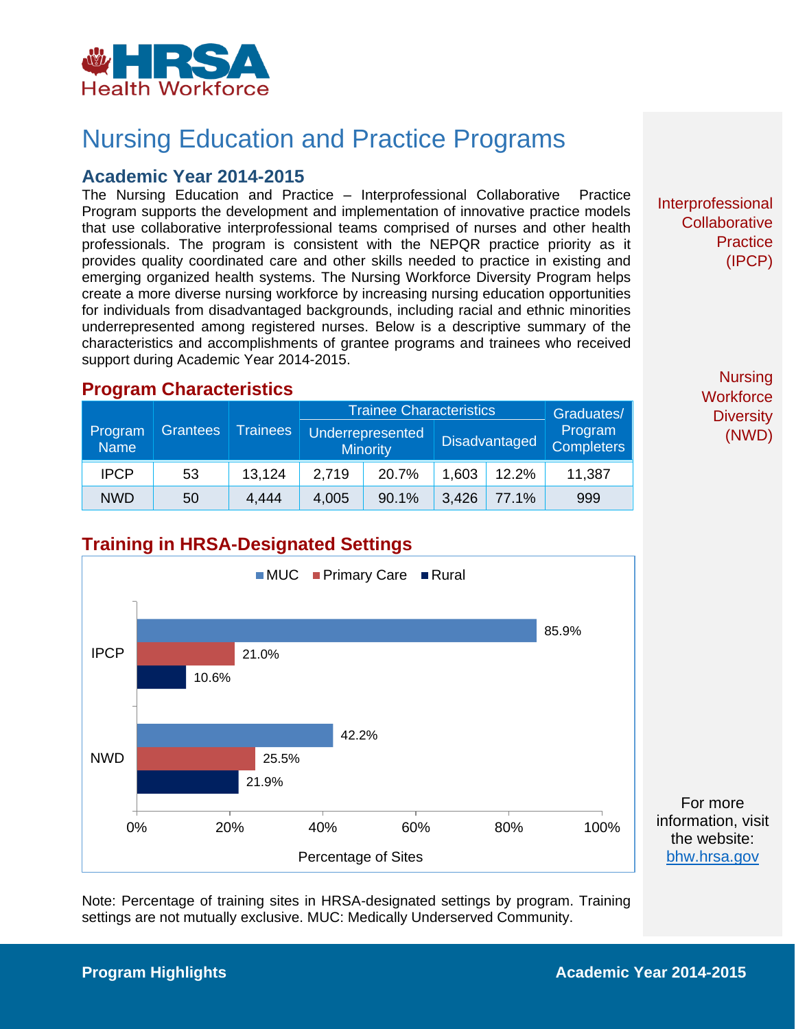# Nursing Education and Practice Programs

## Academic Year 2014-2015

The Nursing Education and Practice – Interprofessional Collaborative Practice Program supports the development and implementation of innovative practice models that use collaborative interprofessional teams comprised of nurses and other health professionals. The program is consistent with the NEPQR practice priority as it provides quality coordinated care and other skills needed to practice in existing and emerging organized health systems. The Nursing Workforce Diversity Program helps create a more diverse nursing workforce by increasing nursing education opportunities for individuals from disadvantaged backgrounds, including racial and ethnic minorities underrepresented among registered nurses. Below is a descriptive summary of the characteristics and accomplishments of grantee programs and trainees who received support during Academic Year 2014-2015.

Interprofessional Collaborative Practice (IPCP)

Nursing Workforce Diversity (NWD)

## Program Characteristics

| Program Name | Grantees | Trainees | Trainee Characteristics | | | | Graduates/ Program Completers |
|---|---|---|---|---|---|---|---|
| | | | Underrepresented Minority | | Disadvantaged | | |
| IPCP | 53 | 13,124 | 2,719 | 20.7% | 1,603 | 12.2% | 11,387 |
| NWD | 50 | 4,444 | 4,005 | 90.1% | 3,426 | 77.1% | 999 |

## Training in HRSA-Designated Settings

| Program | MUC | Primary Care | Rural |
|---|---|---|---|
| IPCP | 85.9% | 21.0% | 10.6% |
| NWD | 42.2% | 25.5% | 21.9% |

Percentage of Sites

Note: Percentage of training sites in HRSA-designated settings by program. Training settings are not mutually exclusive. MUC: Medically Underserved Community.

For more information, visit the website: bhw.hrsa.gov

**Program Highlights** **Academic Year 2014-2015**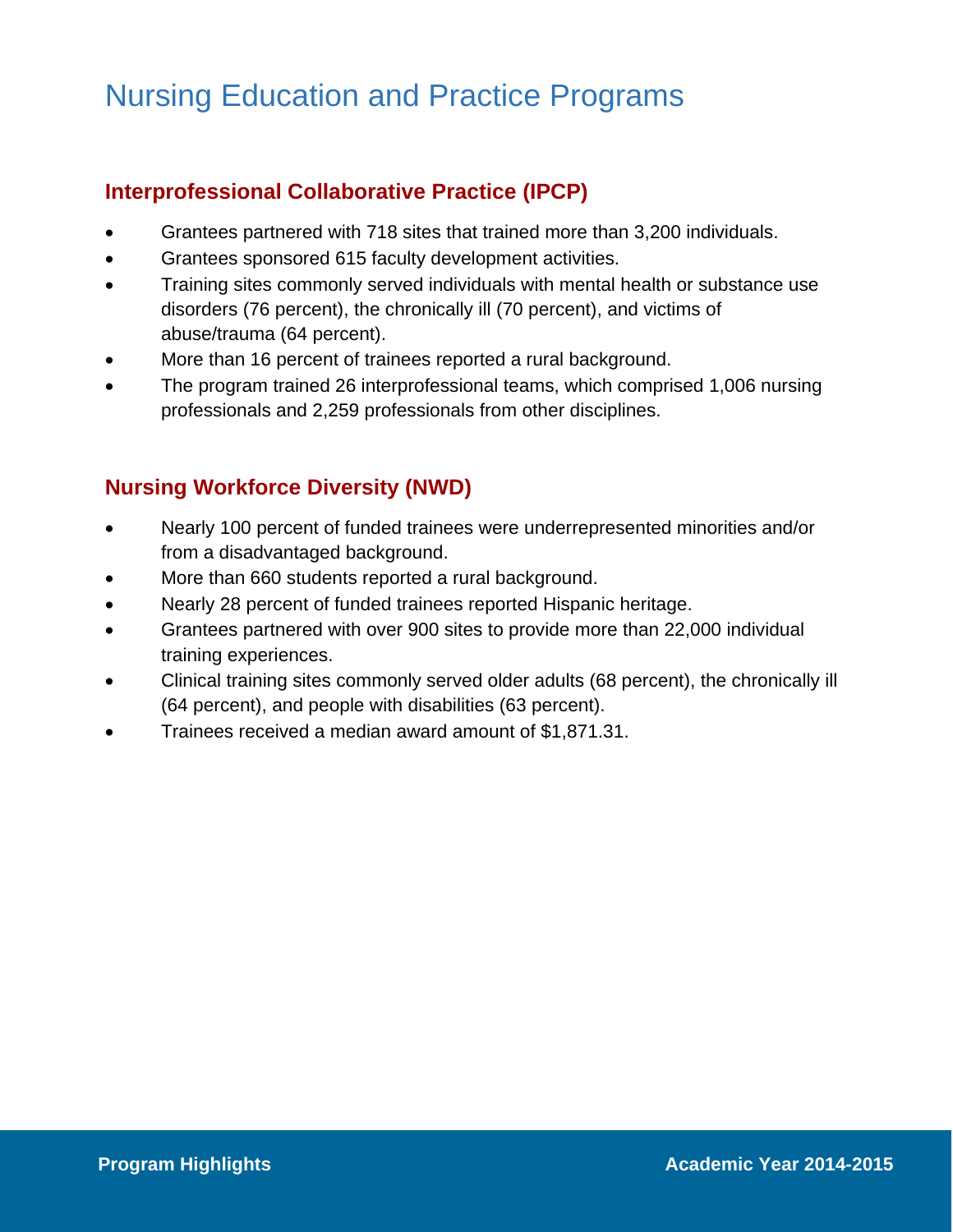# Nursing Education and Practice Programs

## Interprofessional Collaborative Practice (IPCP)

- Grantees partnered with 718 sites that trained more than 3,200 individuals.
- Grantees sponsored 615 faculty development activities.
- Training sites commonly served individuals with mental health or substance use disorders (76 percent), the chronically ill (70 percent), and victims of abuse/trauma (64 percent).
- More than 16 percent of trainees reported a rural background.
- The program trained 26 interprofessional teams, which comprised 1,006 nursing professionals and 2,259 professionals from other disciplines.

## Nursing Workforce Diversity (NWD)

- Nearly 100 percent of funded trainees were underrepresented minorities and/or from a disadvantaged background.
- More than 660 students reported a rural background.
- Nearly 28 percent of funded trainees reported Hispanic heritage.
- Grantees partnered with over 900 sites to provide more than 22,000 individual training experiences.
- Clinical training sites commonly served older adults (68 percent), the chronically ill (64 percent), and people with disabilities (63 percent).
- Trainees received a median award amount of $1,871.31.